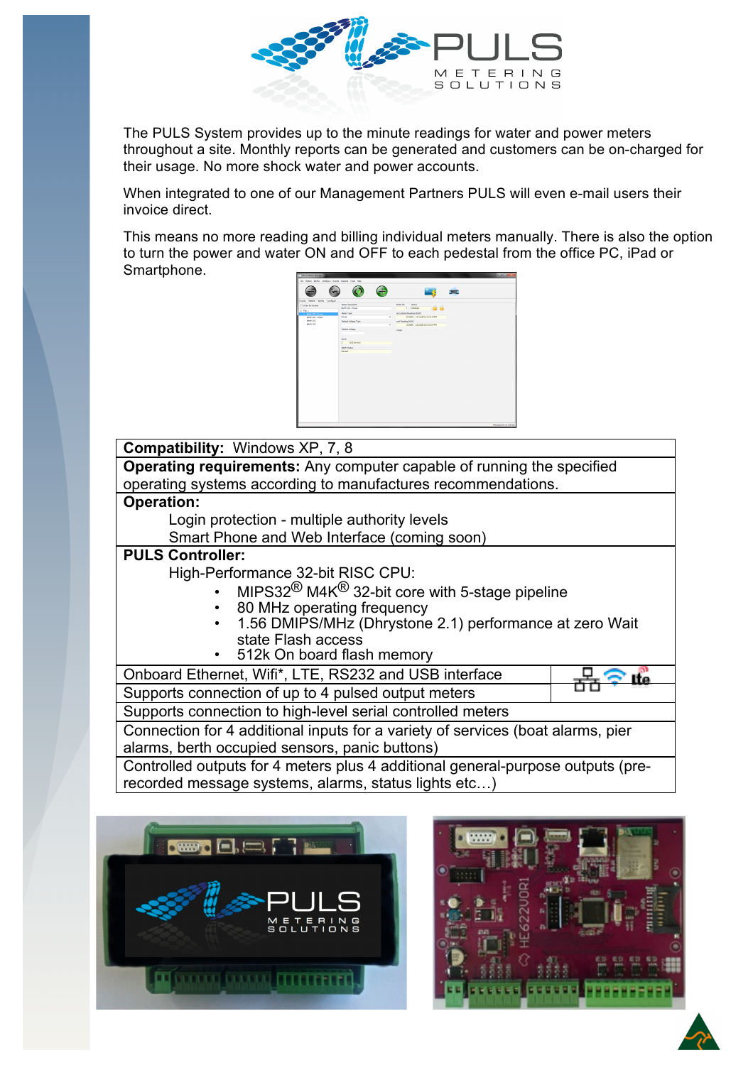PULS METERING SOLUTIONS

The PULS System provides up to the minute readings for water and power meters throughout a site. Monthly reports can be generated and customers can be on-charged for their usage. No more shock water and power accounts.

When integrated to one of our Management Partners PULS will even e-mail users their invoice direct.

This means no more reading and billing individual meters manually. There is also the option to turn the power and water ON and OFF to each pedestal from the office PC, iPad or Smartphone.

| **Compatibility:** Windows XP, 7, 8 |
|---|
| **Operating requirements:** Any computer capable of running the specified operating systems according to manufactures recommendations. |
| **Operation:**<br>Login protection - multiple authority levels<br>Smart Phone and Web Interface (coming soon) |
| **PULS Controller:**<br>High-Performance 32-bit RISC CPU:<br>• MIPS32® M4K® 32-bit core with 5-stage pipeline<br>• 80 MHz operating frequency<br>• 1.56 DMIPS/MHz (Dhrystone 2.1) performance at zero Wait state Flash access<br>• 512k On board flash memory |
| Onboard Ethernet, Wifi*, LTE, RS232 and USB interface |
| Supports connection of up to 4 pulsed output meters |
| Supports connection to high-level serial controlled meters |
| Connection for 4 additional inputs for a variety of services (boat alarms, pier alarms, berth occupied sensors, panic buttons) |
| Controlled outputs for 4 meters plus 4 additional general-purpose outputs (pre-recorded message systems, alarms, status lights etc…) |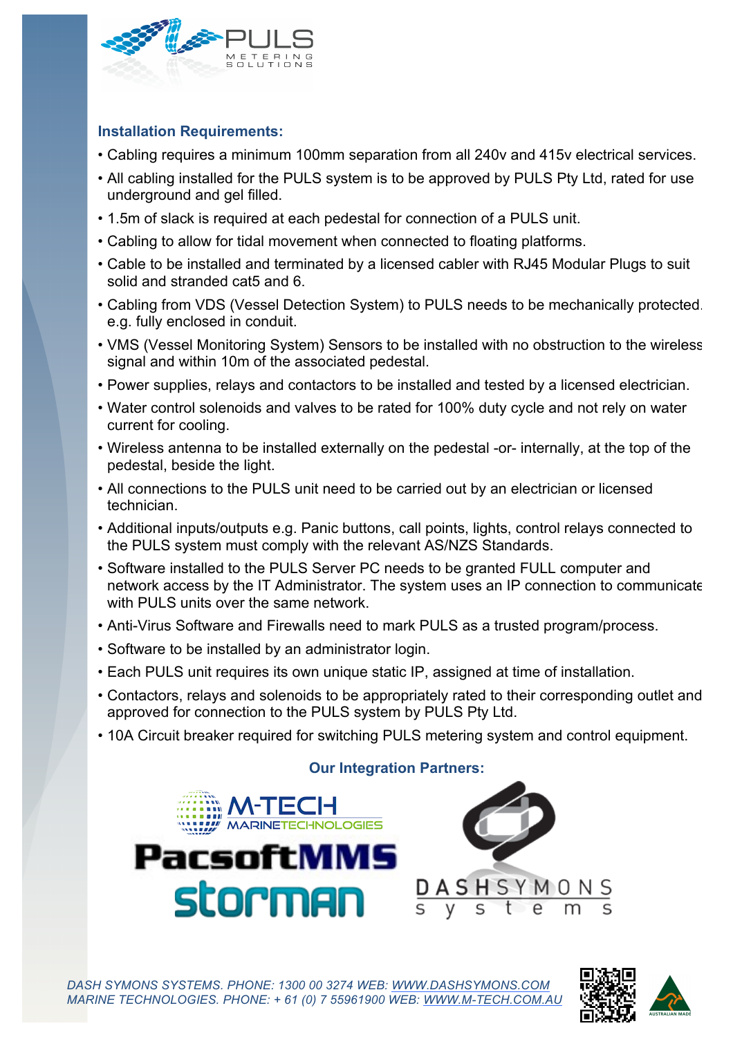## Installation Requirements:

- Cabling requires a minimum 100mm separation from all 240v and 415v electrical services.
- All cabling installed for the PULS system is to be approved by PULS Pty Ltd, rated for use underground and gel filled.
- 1.5m of slack is required at each pedestal for connection of a PULS unit.
- Cabling to allow for tidal movement when connected to floating platforms.
- Cable to be installed and terminated by a licensed cabler with RJ45 Modular Plugs to suit solid and stranded cat5 and 6.
- Cabling from VDS (Vessel Detection System) to PULS needs to be mechanically protected. e.g. fully enclosed in conduit.
- VMS (Vessel Monitoring System) Sensors to be installed with no obstruction to the wireless signal and within 10m of the associated pedestal.
- Power supplies, relays and contactors to be installed and tested by a licensed electrician.
- Water control solenoids and valves to be rated for 100% duty cycle and not rely on water current for cooling.
- Wireless antenna to be installed externally on the pedestal -or- internally, at the top of the pedestal, beside the light.
- All connections to the PULS unit need to be carried out by an electrician or licensed technician.
- Additional inputs/outputs e.g. Panic buttons, call points, lights, control relays connected to the PULS system must comply with the relevant AS/NZS Standards.
- Software installed to the PULS Server PC needs to be granted FULL computer and network access by the IT Administrator. The system uses an IP connection to communicate with PULS units over the same network.
- Anti-Virus Software and Firewalls need to mark PULS as a trusted program/process.
- Software to be installed by an administrator login.
- Each PULS unit requires its own unique static IP, assigned at time of installation.
- Contactors, relays and solenoids to be appropriately rated to their corresponding outlet and approved for connection to the PULS system by PULS Pty Ltd.
- 10A Circuit breaker required for switching PULS metering system and control equipment.

### Our Integration Partners:

M-TECH MARINETECHNOLOGIES

PacsoftMMS

storman

DASHSYMONS systems

*DASH SYMONS SYSTEMS. PHONE: 1300 00 3274 WEB: WWW.DASHSYMONS.COM*
*MARINE TECHNOLOGIES. PHONE: + 61 (0) 7 55961900 WEB: WWW.M-TECH.COM.AU*